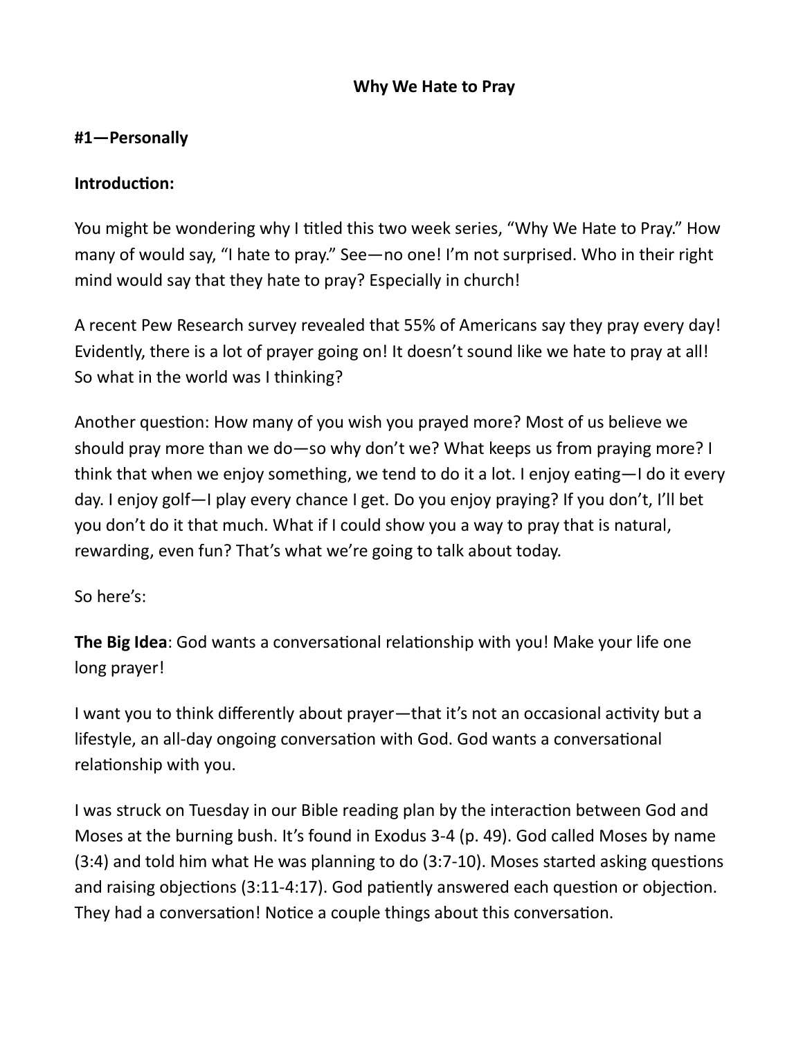# Why We Hate to Pray

## #1—Personally

**Introduction:**

You might be wondering why I titled this two week series, "Why We Hate to Pray." How many of would say, "I hate to pray." See—no one! I'm not surprised. Who in their right mind would say that they hate to pray? Especially in church!

A recent Pew Research survey revealed that 55% of Americans say they pray every day! Evidently, there is a lot of prayer going on! It doesn't sound like we hate to pray at all! So what in the world was I thinking?

Another question: How many of you wish you prayed more? Most of us believe we should pray more than we do—so why don't we? What keeps us from praying more? I think that when we enjoy something, we tend to do it a lot. I enjoy eating—I do it every day. I enjoy golf—I play every chance I get. Do you enjoy praying? If you don't, I'll bet you don't do it that much. What if I could show you a way to pray that is natural, rewarding, even fun? That's what we're going to talk about today.

So here's:

**The Big Idea**: God wants a conversational relationship with you! Make your life one long prayer!

I want you to think differently about prayer—that it's not an occasional activity but a lifestyle, an all-day ongoing conversation with God. God wants a conversational relationship with you.

I was struck on Tuesday in our Bible reading plan by the interaction between God and Moses at the burning bush. It's found in Exodus 3-4 (p. 49). God called Moses by name (3:4) and told him what He was planning to do (3:7-10). Moses started asking questions and raising objections (3:11-4:17). God patiently answered each question or objection. They had a conversation! Notice a couple things about this conversation.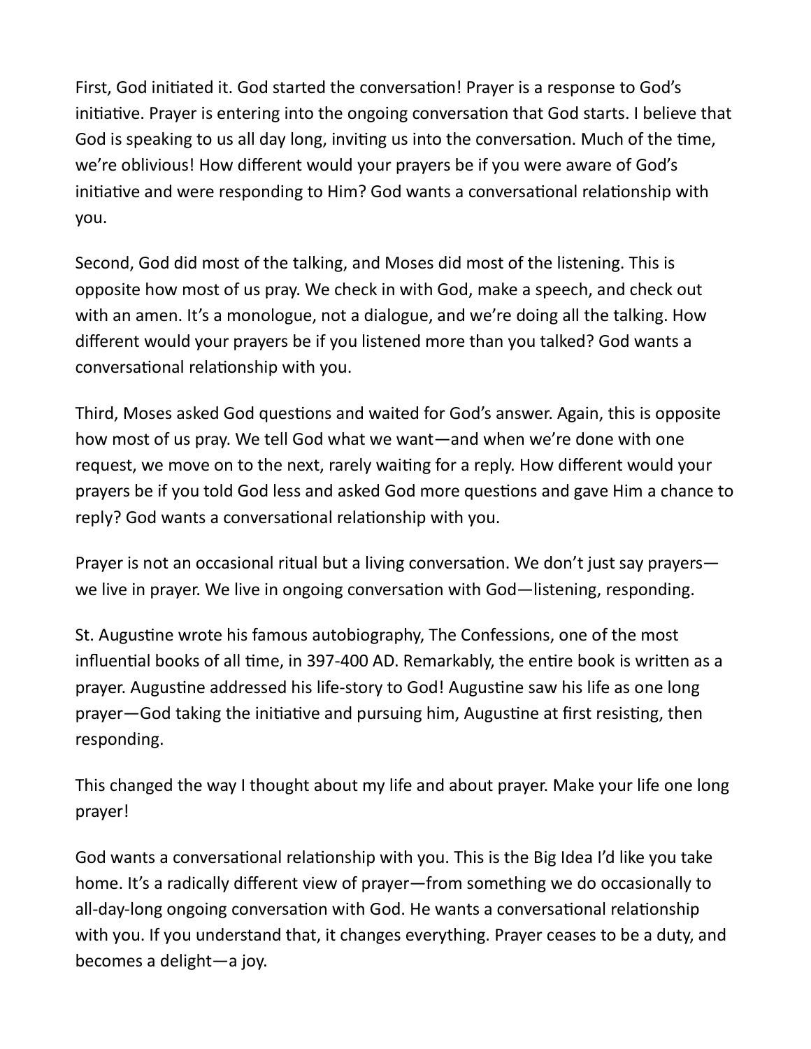First, God initiated it. God started the conversation! Prayer is a response to God's initiative. Prayer is entering into the ongoing conversation that God starts. I believe that God is speaking to us all day long, inviting us into the conversation. Much of the time, we're oblivious! How different would your prayers be if you were aware of God's initiative and were responding to Him? God wants a conversational relationship with you.

Second, God did most of the talking, and Moses did most of the listening. This is opposite how most of us pray. We check in with God, make a speech, and check out with an amen. It's a monologue, not a dialogue, and we're doing all the talking. How different would your prayers be if you listened more than you talked? God wants a conversational relationship with you.

Third, Moses asked God questions and waited for God's answer. Again, this is opposite how most of us pray. We tell God what we want—and when we're done with one request, we move on to the next, rarely waiting for a reply. How different would your prayers be if you told God less and asked God more questions and gave Him a chance to reply? God wants a conversational relationship with you.

Prayer is not an occasional ritual but a living conversation. We don't just say prayers—we live in prayer. We live in ongoing conversation with God—listening, responding.

St. Augustine wrote his famous autobiography, The Confessions, one of the most influential books of all time, in 397-400 AD. Remarkably, the entire book is written as a prayer. Augustine addressed his life-story to God! Augustine saw his life as one long prayer—God taking the initiative and pursuing him, Augustine at first resisting, then responding.

This changed the way I thought about my life and about prayer. Make your life one long prayer!

God wants a conversational relationship with you. This is the Big Idea I'd like you take home. It's a radically different view of prayer—from something we do occasionally to all-day-long ongoing conversation with God. He wants a conversational relationship with you. If you understand that, it changes everything. Prayer ceases to be a duty, and becomes a delight—a joy.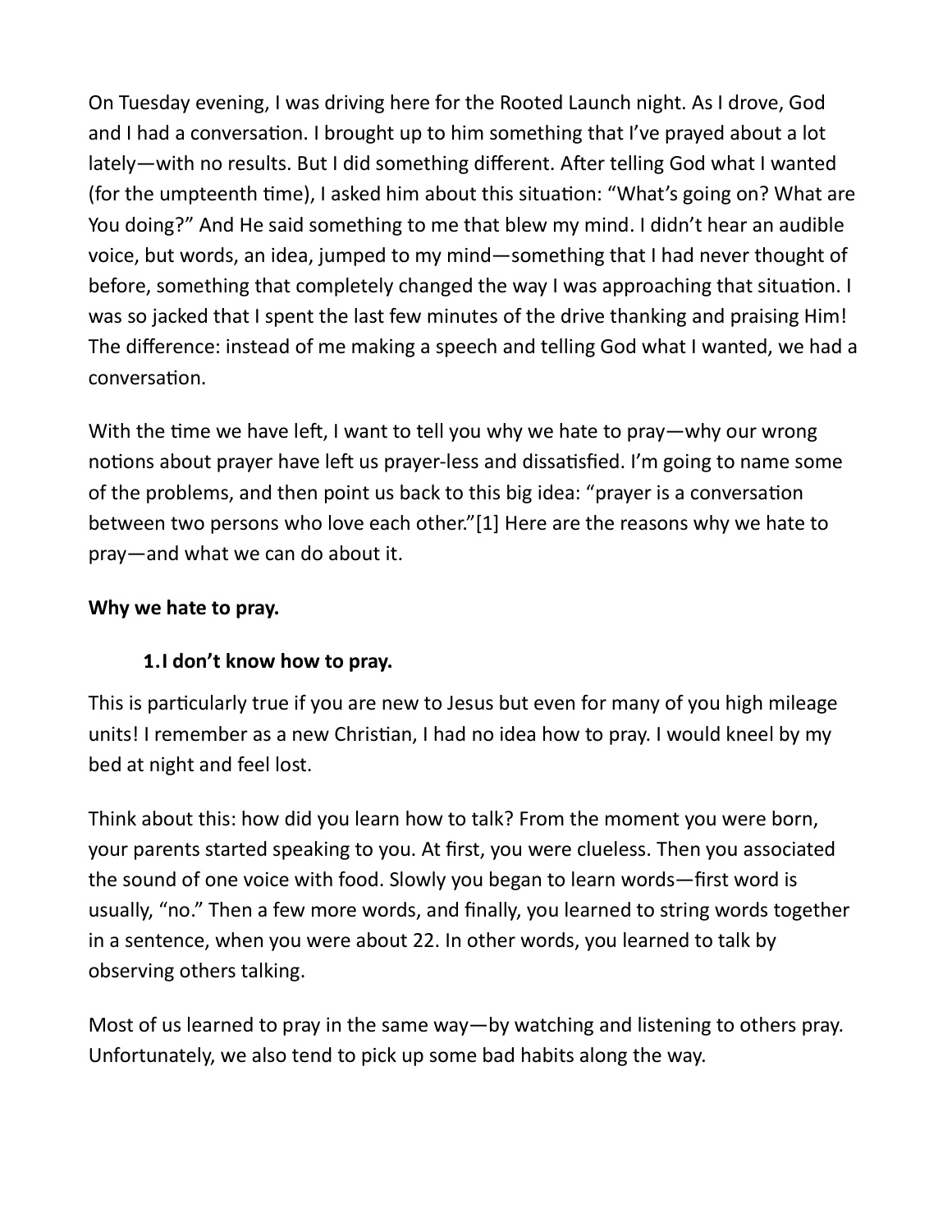On Tuesday evening, I was driving here for the Rooted Launch night. As I drove, God and I had a conversation. I brought up to him something that I've prayed about a lot lately—with no results. But I did something different. After telling God what I wanted (for the umpteenth time), I asked him about this situation: "What's going on? What are You doing?" And He said something to me that blew my mind. I didn't hear an audible voice, but words, an idea, jumped to my mind—something that I had never thought of before, something that completely changed the way I was approaching that situation. I was so jacked that I spent the last few minutes of the drive thanking and praising Him! The difference: instead of me making a speech and telling God what I wanted, we had a conversation.

With the time we have left, I want to tell you why we hate to pray—why our wrong notions about prayer have left us prayer-less and dissatisfied. I'm going to name some of the problems, and then point us back to this big idea: "prayer is a conversation between two persons who love each other."[1] Here are the reasons why we hate to pray—and what we can do about it.

**Why we hate to pray.**

1. **I don't know how to pray.**

This is particularly true if you are new to Jesus but even for many of you high mileage units! I remember as a new Christian, I had no idea how to pray. I would kneel by my bed at night and feel lost.

Think about this: how did you learn how to talk? From the moment you were born, your parents started speaking to you. At first, you were clueless. Then you associated the sound of one voice with food. Slowly you began to learn words—first word is usually, "no." Then a few more words, and finally, you learned to string words together in a sentence, when you were about 22. In other words, you learned to talk by observing others talking.

Most of us learned to pray in the same way—by watching and listening to others pray. Unfortunately, we also tend to pick up some bad habits along the way.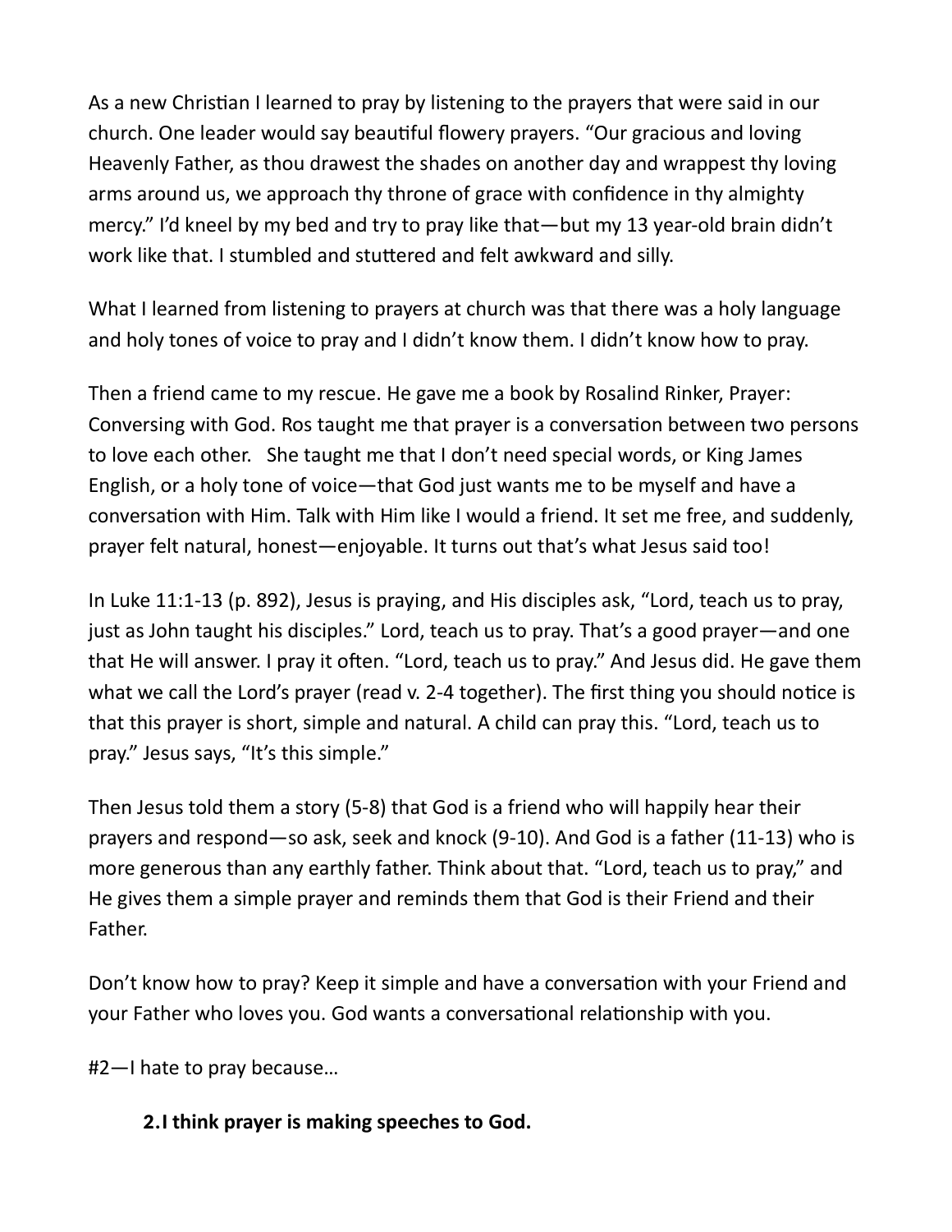As a new Christian I learned to pray by listening to the prayers that were said in our church. One leader would say beautiful flowery prayers. "Our gracious and loving Heavenly Father, as thou drawest the shades on another day and wrappest thy loving arms around us, we approach thy throne of grace with confidence in thy almighty mercy." I'd kneel by my bed and try to pray like that—but my 13 year-old brain didn't work like that. I stumbled and stuttered and felt awkward and silly.

What I learned from listening to prayers at church was that there was a holy language and holy tones of voice to pray and I didn't know them. I didn't know how to pray.

Then a friend came to my rescue. He gave me a book by Rosalind Rinker, Prayer: Conversing with God. Ros taught me that prayer is a conversation between two persons to love each other. She taught me that I don't need special words, or King James English, or a holy tone of voice—that God just wants me to be myself and have a conversation with Him. Talk with Him like I would a friend. It set me free, and suddenly, prayer felt natural, honest—enjoyable. It turns out that's what Jesus said too!

In Luke 11:1-13 (p. 892), Jesus is praying, and His disciples ask, "Lord, teach us to pray, just as John taught his disciples." Lord, teach us to pray. That's a good prayer—and one that He will answer. I pray it often. "Lord, teach us to pray." And Jesus did. He gave them what we call the Lord's prayer (read v. 2-4 together). The first thing you should notice is that this prayer is short, simple and natural. A child can pray this. "Lord, teach us to pray." Jesus says, "It's this simple."

Then Jesus told them a story (5-8) that God is a friend who will happily hear their prayers and respond—so ask, seek and knock (9-10). And God is a father (11-13) who is more generous than any earthly father. Think about that. "Lord, teach us to pray," and He gives them a simple prayer and reminds them that God is their Friend and their Father.

Don't know how to pray? Keep it simple and have a conversation with your Friend and your Father who loves you. God wants a conversational relationship with you.

#2—I hate to pray because…

**2. I think prayer is making speeches to God.**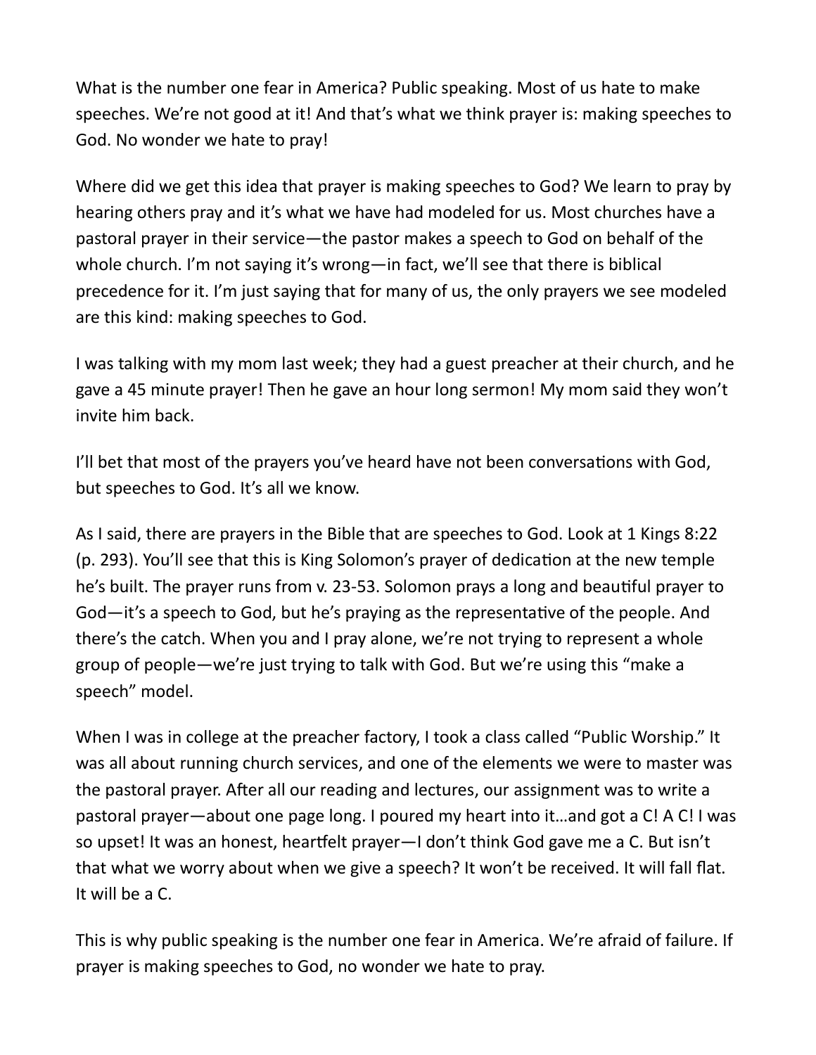What is the number one fear in America? Public speaking. Most of us hate to make speeches. We're not good at it! And that's what we think prayer is: making speeches to God. No wonder we hate to pray!

Where did we get this idea that prayer is making speeches to God? We learn to pray by hearing others pray and it's what we have had modeled for us. Most churches have a pastoral prayer in their service—the pastor makes a speech to God on behalf of the whole church. I'm not saying it's wrong—in fact, we'll see that there is biblical precedence for it. I'm just saying that for many of us, the only prayers we see modeled are this kind: making speeches to God.

I was talking with my mom last week; they had a guest preacher at their church, and he gave a 45 minute prayer! Then he gave an hour long sermon! My mom said they won't invite him back.

I'll bet that most of the prayers you've heard have not been conversations with God, but speeches to God. It's all we know.

As I said, there are prayers in the Bible that are speeches to God. Look at 1 Kings 8:22 (p. 293). You'll see that this is King Solomon's prayer of dedication at the new temple he's built. The prayer runs from v. 23-53. Solomon prays a long and beautiful prayer to God—it's a speech to God, but he's praying as the representative of the people. And there's the catch. When you and I pray alone, we're not trying to represent a whole group of people—we're just trying to talk with God. But we're using this "make a speech" model.

When I was in college at the preacher factory, I took a class called "Public Worship." It was all about running church services, and one of the elements we were to master was the pastoral prayer. After all our reading and lectures, our assignment was to write a pastoral prayer—about one page long. I poured my heart into it…and got a C! A C! I was so upset! It was an honest, heartfelt prayer—I don't think God gave me a C. But isn't that what we worry about when we give a speech? It won't be received. It will fall flat. It will be a C.

This is why public speaking is the number one fear in America. We're afraid of failure. If prayer is making speeches to God, no wonder we hate to pray.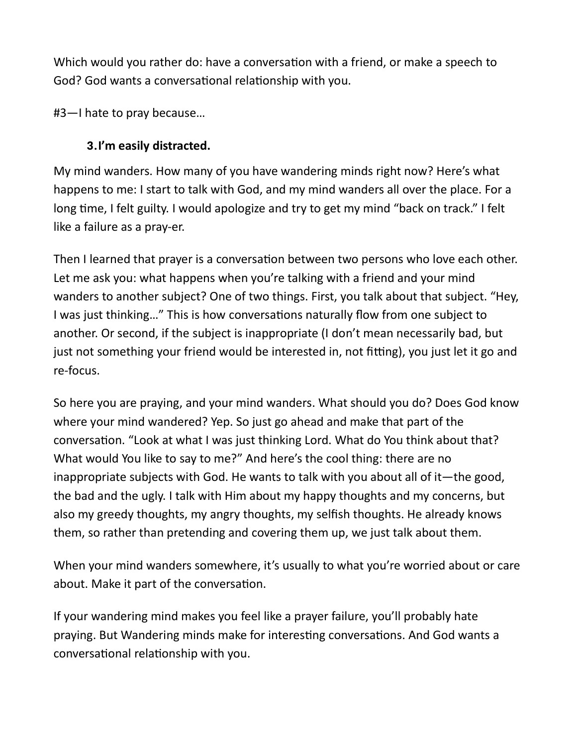Which would you rather do: have a conversation with a friend, or make a speech to God? God wants a conversational relationship with you.

#3—I hate to pray because…

3. **I'm easily distracted.**

My mind wanders. How many of you have wandering minds right now? Here's what happens to me: I start to talk with God, and my mind wanders all over the place. For a long time, I felt guilty. I would apologize and try to get my mind "back on track." I felt like a failure as a pray-er.

Then I learned that prayer is a conversation between two persons who love each other. Let me ask you: what happens when you're talking with a friend and your mind wanders to another subject? One of two things. First, you talk about that subject. "Hey, I was just thinking…" This is how conversations naturally flow from one subject to another. Or second, if the subject is inappropriate (I don't mean necessarily bad, but just not something your friend would be interested in, not fitting), you just let it go and re-focus.

So here you are praying, and your mind wanders. What should you do? Does God know where your mind wandered? Yep. So just go ahead and make that part of the conversation. "Look at what I was just thinking Lord. What do You think about that? What would You like to say to me?" And here's the cool thing: there are no inappropriate subjects with God. He wants to talk with you about all of it—the good, the bad and the ugly. I talk with Him about my happy thoughts and my concerns, but also my greedy thoughts, my angry thoughts, my selfish thoughts. He already knows them, so rather than pretending and covering them up, we just talk about them.

When your mind wanders somewhere, it's usually to what you're worried about or care about. Make it part of the conversation.

If your wandering mind makes you feel like a prayer failure, you'll probably hate praying. But Wandering minds make for interesting conversations. And God wants a conversational relationship with you.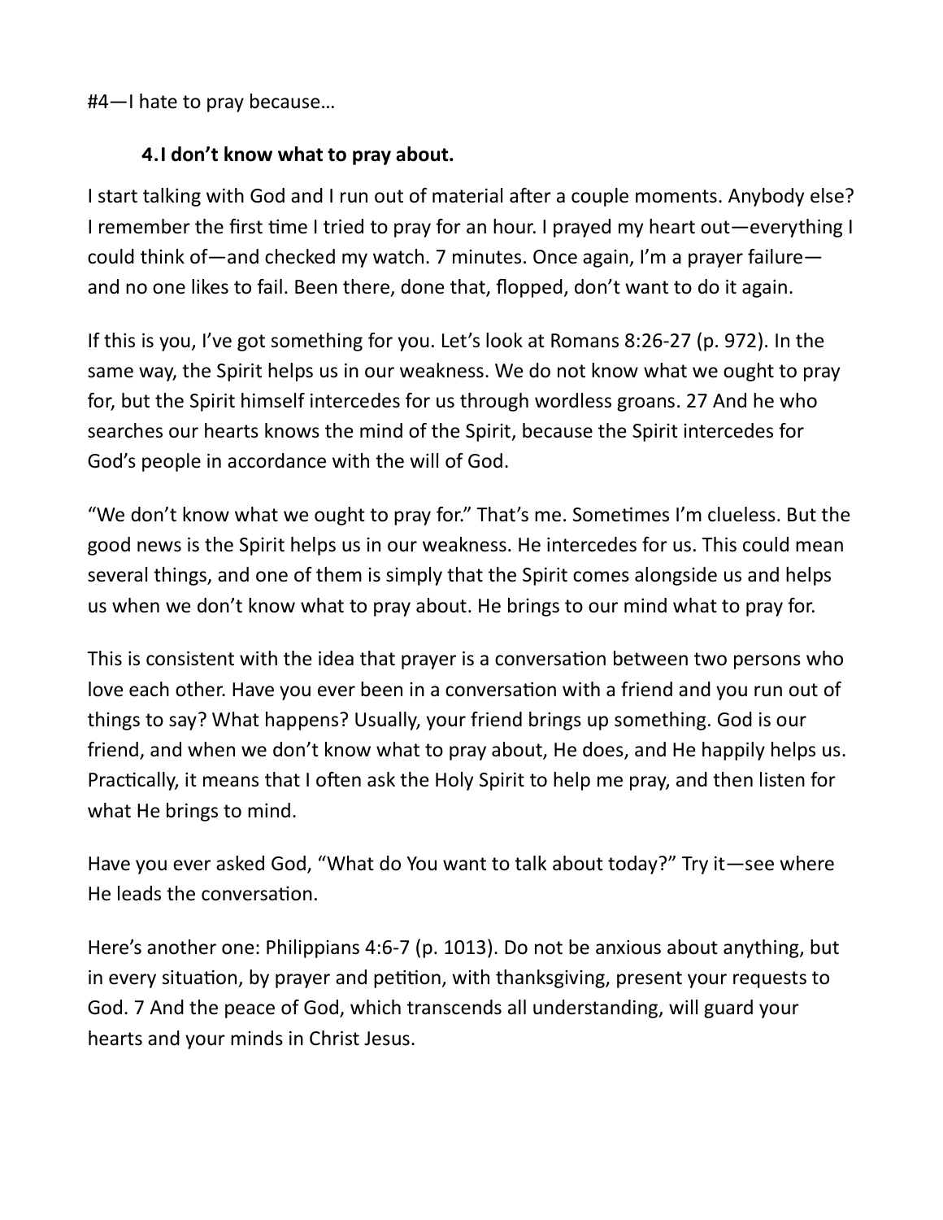#4—I hate to pray because…

**4. I don't know what to pray about.**

I start talking with God and I run out of material after a couple moments. Anybody else? I remember the first time I tried to pray for an hour. I prayed my heart out—everything I could think of—and checked my watch. 7 minutes. Once again, I'm a prayer failure—and no one likes to fail. Been there, done that, flopped, don't want to do it again.

If this is you, I've got something for you. Let's look at Romans 8:26-27 (p. 972). In the same way, the Spirit helps us in our weakness. We do not know what we ought to pray for, but the Spirit himself intercedes for us through wordless groans. 27 And he who searches our hearts knows the mind of the Spirit, because the Spirit intercedes for God's people in accordance with the will of God.

"We don't know what we ought to pray for." That's me. Sometimes I'm clueless. But the good news is the Spirit helps us in our weakness. He intercedes for us. This could mean several things, and one of them is simply that the Spirit comes alongside us and helps us when we don't know what to pray about. He brings to our mind what to pray for.

This is consistent with the idea that prayer is a conversation between two persons who love each other. Have you ever been in a conversation with a friend and you run out of things to say? What happens? Usually, your friend brings up something. God is our friend, and when we don't know what to pray about, He does, and He happily helps us. Practically, it means that I often ask the Holy Spirit to help me pray, and then listen for what He brings to mind.

Have you ever asked God, "What do You want to talk about today?" Try it—see where He leads the conversation.

Here's another one: Philippians 4:6-7 (p. 1013). Do not be anxious about anything, but in every situation, by prayer and petition, with thanksgiving, present your requests to God. 7 And the peace of God, which transcends all understanding, will guard your hearts and your minds in Christ Jesus.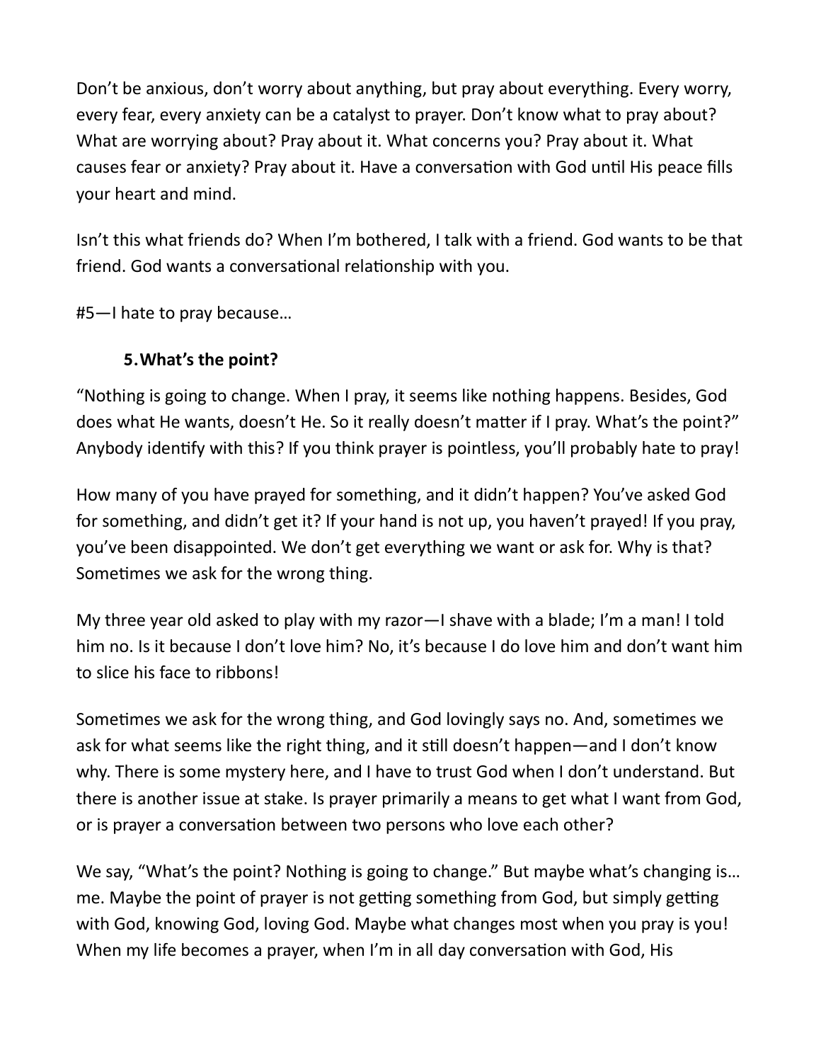Don't be anxious, don't worry about anything, but pray about everything. Every worry, every fear, every anxiety can be a catalyst to prayer. Don't know what to pray about? What are worrying about? Pray about it. What concerns you? Pray about it. What causes fear or anxiety? Pray about it. Have a conversation with God until His peace fills your heart and mind.

Isn't this what friends do? When I'm bothered, I talk with a friend. God wants to be that friend. God wants a conversational relationship with you.

#5—I hate to pray because…

5. **What's the point?**

"Nothing is going to change. When I pray, it seems like nothing happens. Besides, God does what He wants, doesn't He. So it really doesn't matter if I pray. What's the point?" Anybody identify with this? If you think prayer is pointless, you'll probably hate to pray!

How many of you have prayed for something, and it didn't happen? You've asked God for something, and didn't get it? If your hand is not up, you haven't prayed! If you pray, you've been disappointed. We don't get everything we want or ask for. Why is that? Sometimes we ask for the wrong thing.

My three year old asked to play with my razor—I shave with a blade; I'm a man! I told him no. Is it because I don't love him? No, it's because I do love him and don't want him to slice his face to ribbons!

Sometimes we ask for the wrong thing, and God lovingly says no. And, sometimes we ask for what seems like the right thing, and it still doesn't happen—and I don't know why. There is some mystery here, and I have to trust God when I don't understand. But there is another issue at stake. Is prayer primarily a means to get what I want from God, or is prayer a conversation between two persons who love each other?

We say, "What's the point? Nothing is going to change." But maybe what's changing is… me. Maybe the point of prayer is not getting something from God, but simply getting with God, knowing God, loving God. Maybe what changes most when you pray is you! When my life becomes a prayer, when I'm in all day conversation with God, His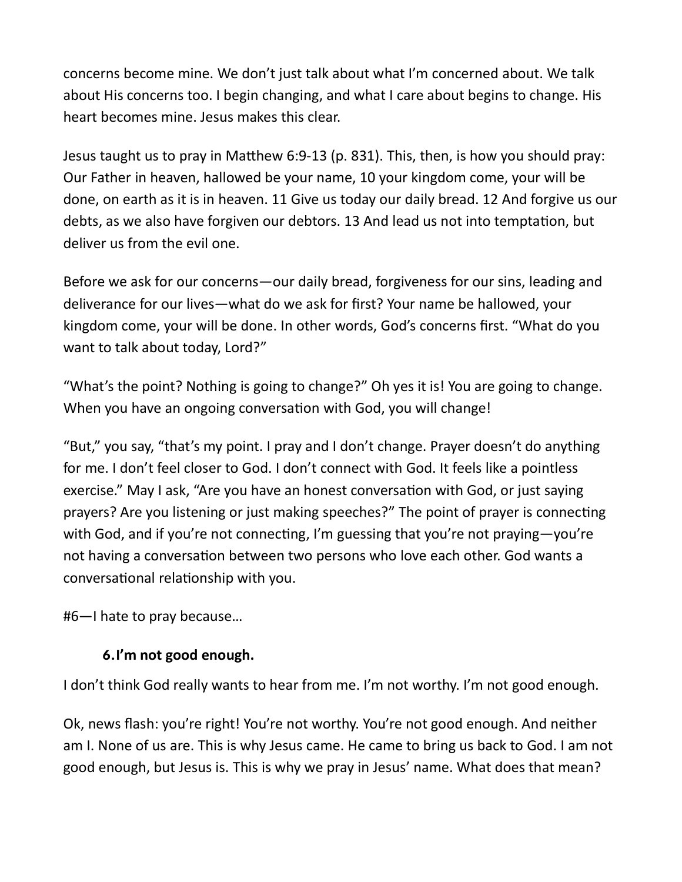concerns become mine. We don't just talk about what I'm concerned about. We talk about His concerns too. I begin changing, and what I care about begins to change. His heart becomes mine. Jesus makes this clear.

Jesus taught us to pray in Matthew 6:9-13 (p. 831). This, then, is how you should pray: Our Father in heaven, hallowed be your name, 10 your kingdom come, your will be done, on earth as it is in heaven. 11 Give us today our daily bread. 12 And forgive us our debts, as we also have forgiven our debtors. 13 And lead us not into temptation, but deliver us from the evil one.

Before we ask for our concerns—our daily bread, forgiveness for our sins, leading and deliverance for our lives—what do we ask for first? Your name be hallowed, your kingdom come, your will be done. In other words, God's concerns first. "What do you want to talk about today, Lord?"

"What's the point? Nothing is going to change?" Oh yes it is! You are going to change. When you have an ongoing conversation with God, you will change!

"But," you say, "that's my point. I pray and I don't change. Prayer doesn't do anything for me. I don't feel closer to God. I don't connect with God. It feels like a pointless exercise." May I ask, "Are you have an honest conversation with God, or just saying prayers? Are you listening or just making speeches?" The point of prayer is connecting with God, and if you're not connecting, I'm guessing that you're not praying—you're not having a conversation between two persons who love each other. God wants a conversational relationship with you.

#6—I hate to pray because…

6. **I'm not good enough.**

I don't think God really wants to hear from me. I'm not worthy. I'm not good enough.

Ok, news flash: you're right! You're not worthy. You're not good enough. And neither am I. None of us are. This is why Jesus came. He came to bring us back to God. I am not good enough, but Jesus is. This is why we pray in Jesus' name. What does that mean?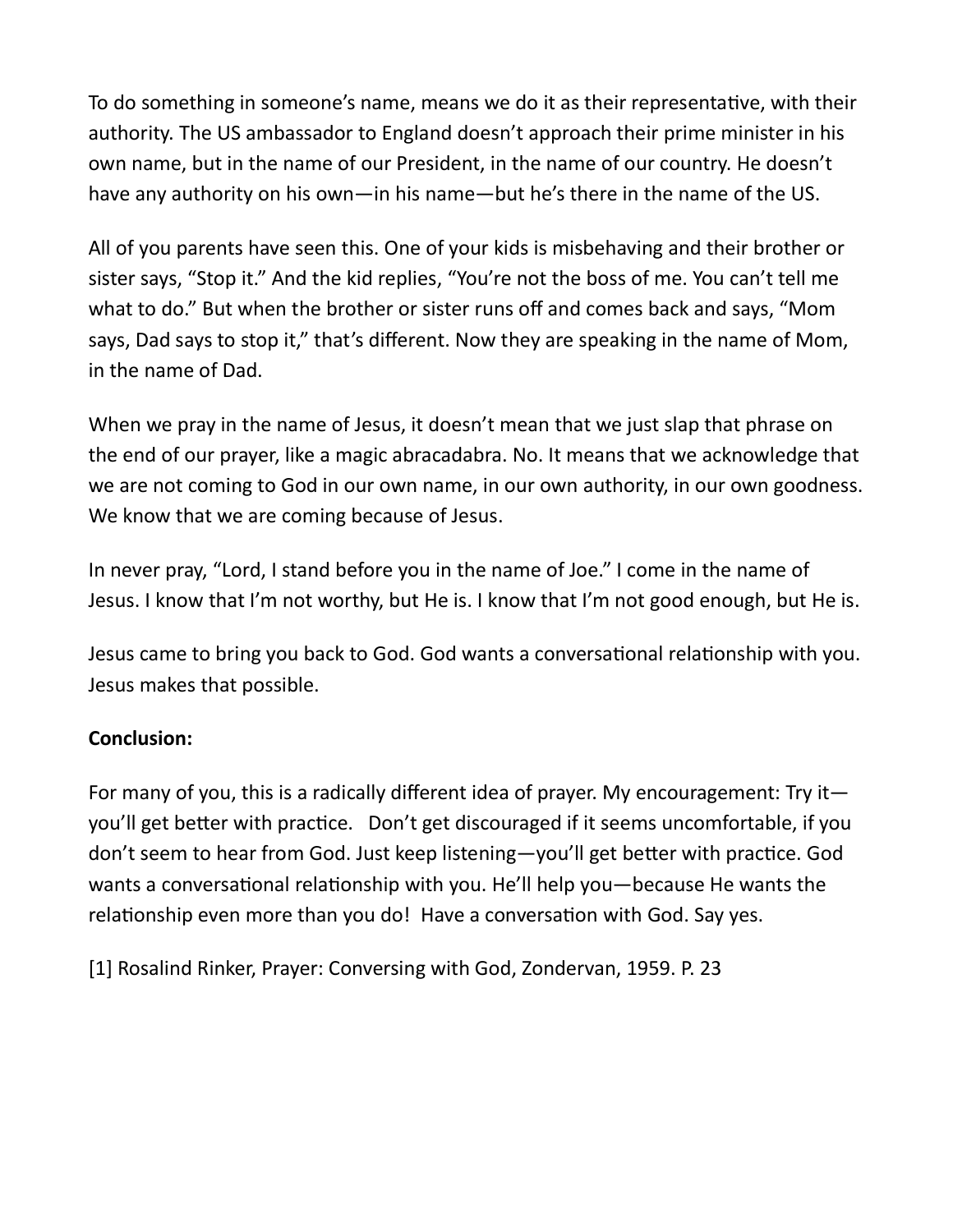To do something in someone's name, means we do it as their representative, with their authority. The US ambassador to England doesn't approach their prime minister in his own name, but in the name of our President, in the name of our country. He doesn't have any authority on his own—in his name—but he's there in the name of the US.

All of you parents have seen this. One of your kids is misbehaving and their brother or sister says, "Stop it." And the kid replies, "You're not the boss of me. You can't tell me what to do." But when the brother or sister runs off and comes back and says, "Mom says, Dad says to stop it," that's different. Now they are speaking in the name of Mom, in the name of Dad.

When we pray in the name of Jesus, it doesn't mean that we just slap that phrase on the end of our prayer, like a magic abracadabra. No. It means that we acknowledge that we are not coming to God in our own name, in our own authority, in our own goodness. We know that we are coming because of Jesus.

In never pray, "Lord, I stand before you in the name of Joe." I come in the name of Jesus. I know that I'm not worthy, but He is. I know that I'm not good enough, but He is.

Jesus came to bring you back to God. God wants a conversational relationship with you. Jesus makes that possible.

**Conclusion:**

For many of you, this is a radically different idea of prayer. My encouragement: Try it—you'll get better with practice. Don't get discouraged if it seems uncomfortable, if you don't seem to hear from God. Just keep listening—you'll get better with practice. God wants a conversational relationship with you. He'll help you—because He wants the relationship even more than you do! Have a conversation with God. Say yes.

[1] Rosalind Rinker, Prayer: Conversing with God, Zondervan, 1959. P. 23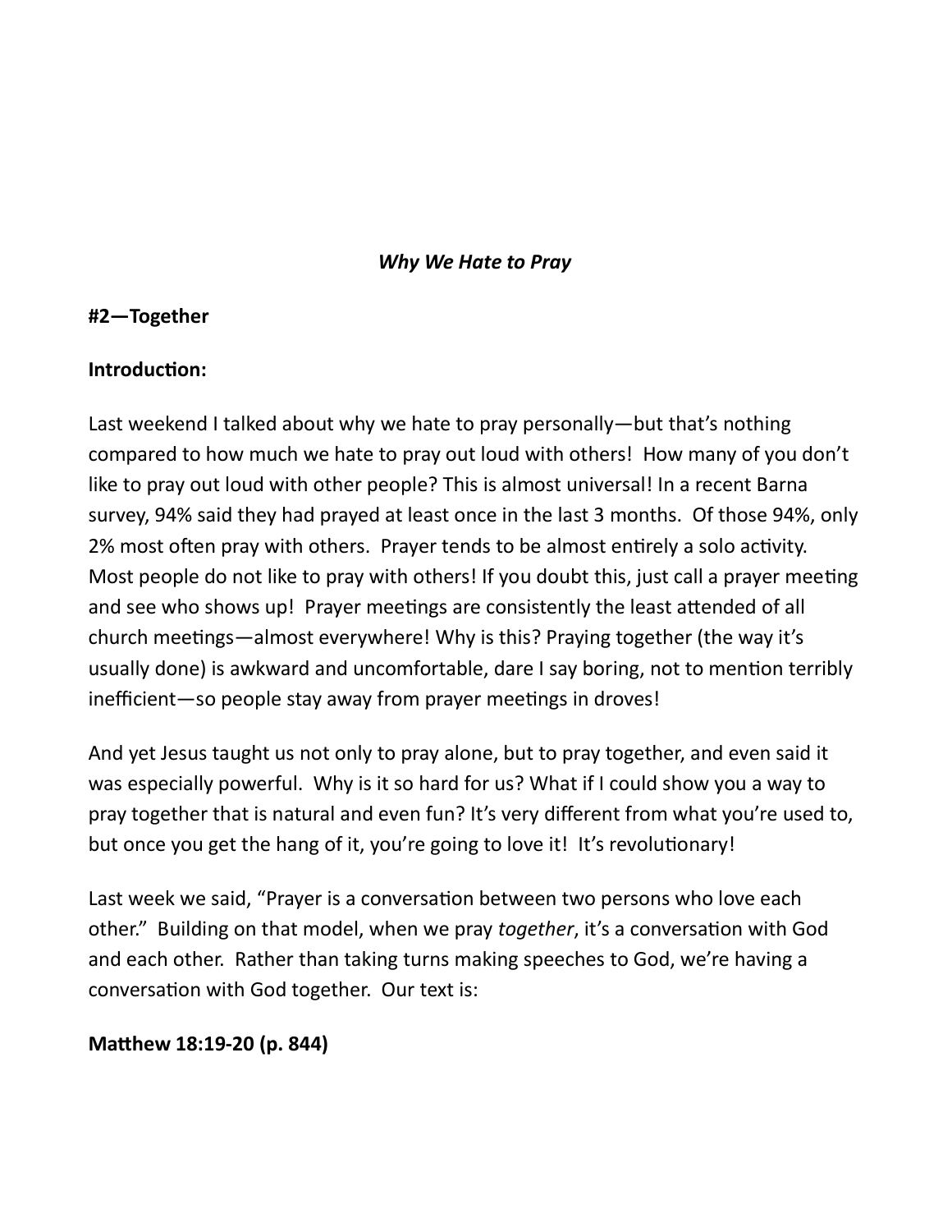***Why We Hate to Pray***

**#2—Together**

**Introduction:**

Last weekend I talked about why we hate to pray personally—but that's nothing compared to how much we hate to pray out loud with others! How many of you don't like to pray out loud with other people? This is almost universal! In a recent Barna survey, 94% said they had prayed at least once in the last 3 months. Of those 94%, only 2% most often pray with others. Prayer tends to be almost entirely a solo activity. Most people do not like to pray with others! If you doubt this, just call a prayer meeting and see who shows up! Prayer meetings are consistently the least attended of all church meetings—almost everywhere! Why is this? Praying together (the way it's usually done) is awkward and uncomfortable, dare I say boring, not to mention terribly inefficient—so people stay away from prayer meetings in droves!

And yet Jesus taught us not only to pray alone, but to pray together, and even said it was especially powerful. Why is it so hard for us? What if I could show you a way to pray together that is natural and even fun? It's very different from what you're used to, but once you get the hang of it, you're going to love it! It's revolutionary!

Last week we said, "Prayer is a conversation between two persons who love each other." Building on that model, when we pray *together*, it's a conversation with God and each other. Rather than taking turns making speeches to God, we're having a conversation with God together. Our text is:

**Matthew 18:19-20 (p. 844)**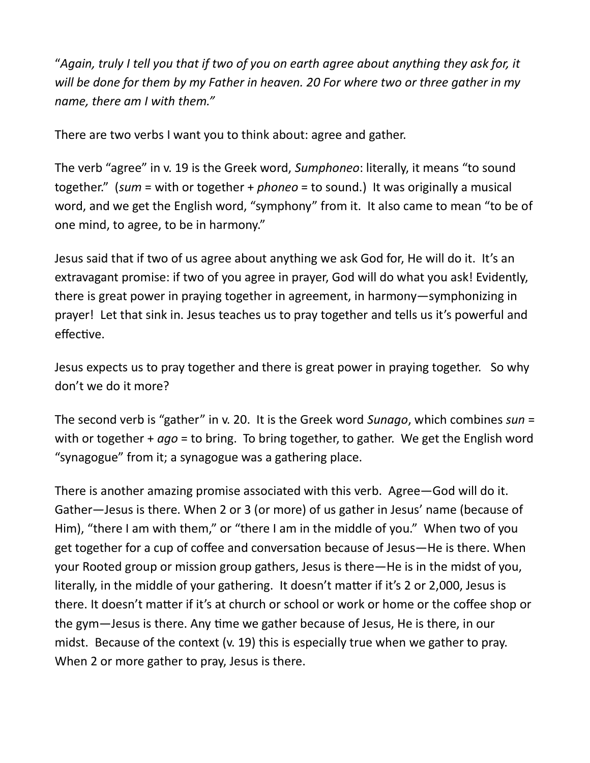"*Again, truly I tell you that if two of you on earth agree about anything they ask for, it will be done for them by my Father in heaven. 20 For where two or three gather in my name, there am I with them."*

There are two verbs I want you to think about: agree and gather.

The verb "agree" in v. 19 is the Greek word, *Sumphoneo*: literally, it means "to sound together." (*sum* = with or together + *phoneo* = to sound.) It was originally a musical word, and we get the English word, "symphony" from it. It also came to mean "to be of one mind, to agree, to be in harmony."

Jesus said that if two of us agree about anything we ask God for, He will do it. It's an extravagant promise: if two of you agree in prayer, God will do what you ask! Evidently, there is great power in praying together in agreement, in harmony—symphonizing in prayer! Let that sink in. Jesus teaches us to pray together and tells us it's powerful and effective.

Jesus expects us to pray together and there is great power in praying together. So why don't we do it more?

The second verb is "gather" in v. 20. It is the Greek word *Sunago*, which combines *sun* = with or together + *ago* = to bring. To bring together, to gather. We get the English word "synagogue" from it; a synagogue was a gathering place.

There is another amazing promise associated with this verb. Agree—God will do it. Gather—Jesus is there. When 2 or 3 (or more) of us gather in Jesus' name (because of Him), "there I am with them," or "there I am in the middle of you." When two of you get together for a cup of coffee and conversation because of Jesus—He is there. When your Rooted group or mission group gathers, Jesus is there—He is in the midst of you, literally, in the middle of your gathering. It doesn't matter if it's 2 or 2,000, Jesus is there. It doesn't matter if it's at church or school or work or home or the coffee shop or the gym—Jesus is there. Any time we gather because of Jesus, He is there, in our midst. Because of the context (v. 19) this is especially true when we gather to pray. When 2 or more gather to pray, Jesus is there.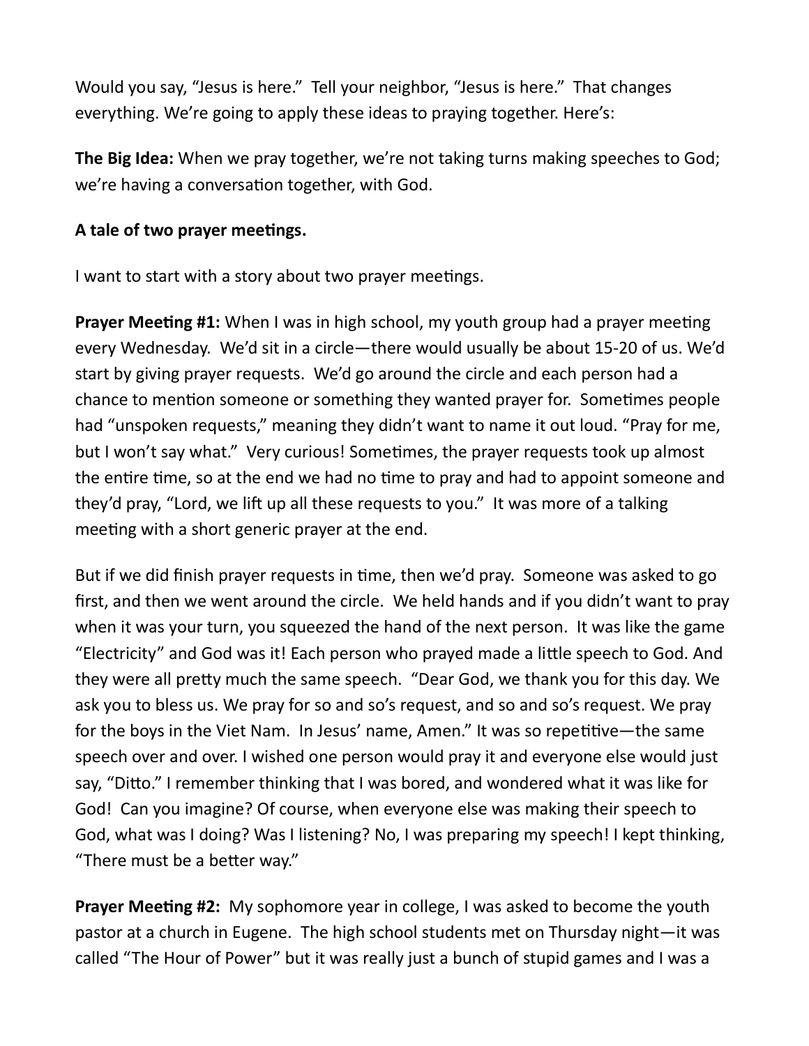Would you say, "Jesus is here." Tell your neighbor, "Jesus is here." That changes everything. We're going to apply these ideas to praying together. Here's:

**The Big Idea:** When we pray together, we're not taking turns making speeches to God; we're having a conversation together, with God.

**A tale of two prayer meetings.**

I want to start with a story about two prayer meetings.

**Prayer Meeting #1:** When I was in high school, my youth group had a prayer meeting every Wednesday. We'd sit in a circle—there would usually be about 15-20 of us. We'd start by giving prayer requests. We'd go around the circle and each person had a chance to mention someone or something they wanted prayer for. Sometimes people had "unspoken requests," meaning they didn't want to name it out loud. "Pray for me, but I won't say what." Very curious! Sometimes, the prayer requests took up almost the entire time, so at the end we had no time to pray and had to appoint someone and they'd pray, "Lord, we lift up all these requests to you." It was more of a talking meeting with a short generic prayer at the end.

But if we did finish prayer requests in time, then we'd pray. Someone was asked to go first, and then we went around the circle. We held hands and if you didn't want to pray when it was your turn, you squeezed the hand of the next person. It was like the game "Electricity" and God was it! Each person who prayed made a little speech to God. And they were all pretty much the same speech. "Dear God, we thank you for this day. We ask you to bless us. We pray for so and so's request, and so and so's request. We pray for the boys in the Viet Nam. In Jesus' name, Amen." It was so repetitive—the same speech over and over. I wished one person would pray it and everyone else would just say, "Ditto." I remember thinking that I was bored, and wondered what it was like for God! Can you imagine? Of course, when everyone else was making their speech to God, what was I doing? Was I listening? No, I was preparing my speech! I kept thinking, "There must be a better way."

**Prayer Meeting #2:** My sophomore year in college, I was asked to become the youth pastor at a church in Eugene. The high school students met on Thursday night—it was called "The Hour of Power" but it was really just a bunch of stupid games and I was a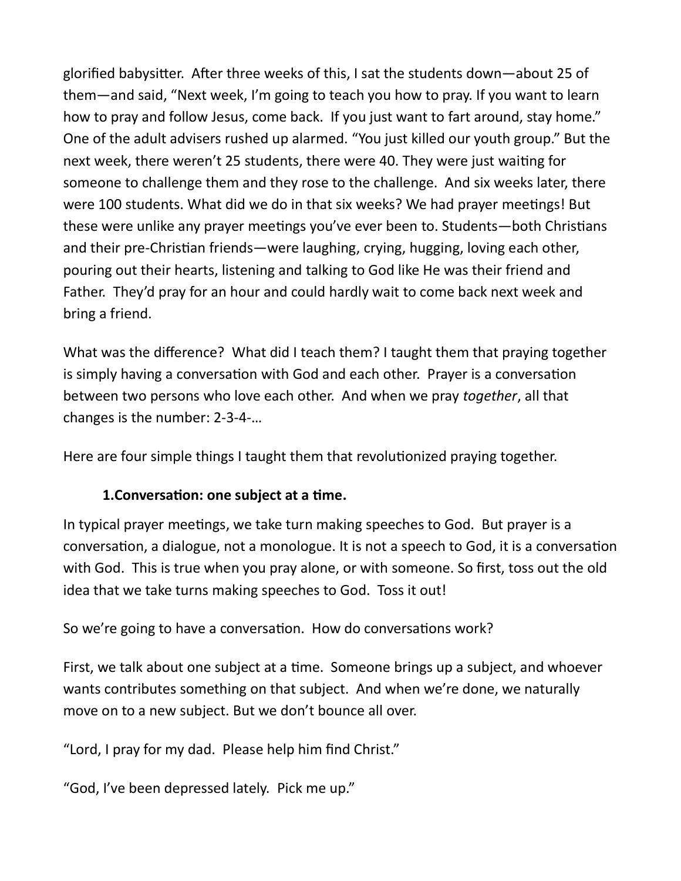glorified babysitter. After three weeks of this, I sat the students down—about 25 of them—and said, "Next week, I'm going to teach you how to pray. If you want to learn how to pray and follow Jesus, come back. If you just want to fart around, stay home." One of the adult advisers rushed up alarmed. "You just killed our youth group." But the next week, there weren't 25 students, there were 40. They were just waiting for someone to challenge them and they rose to the challenge. And six weeks later, there were 100 students. What did we do in that six weeks? We had prayer meetings! But these were unlike any prayer meetings you've ever been to. Students—both Christians and their pre-Christian friends—were laughing, crying, hugging, loving each other, pouring out their hearts, listening and talking to God like He was their friend and Father. They'd pray for an hour and could hardly wait to come back next week and bring a friend.

What was the difference? What did I teach them? I taught them that praying together is simply having a conversation with God and each other. Prayer is a conversation between two persons who love each other. And when we pray *together*, all that changes is the number: 2-3-4-…

Here are four simple things I taught them that revolutionized praying together.

**1.Conversation: one subject at a time.**

In typical prayer meetings, we take turn making speeches to God. But prayer is a conversation, a dialogue, not a monologue. It is not a speech to God, it is a conversation with God. This is true when you pray alone, or with someone. So first, toss out the old idea that we take turns making speeches to God. Toss it out!

So we're going to have a conversation. How do conversations work?

First, we talk about one subject at a time. Someone brings up a subject, and whoever wants contributes something on that subject. And when we're done, we naturally move on to a new subject. But we don't bounce all over.

"Lord, I pray for my dad. Please help him find Christ."

"God, I've been depressed lately. Pick me up."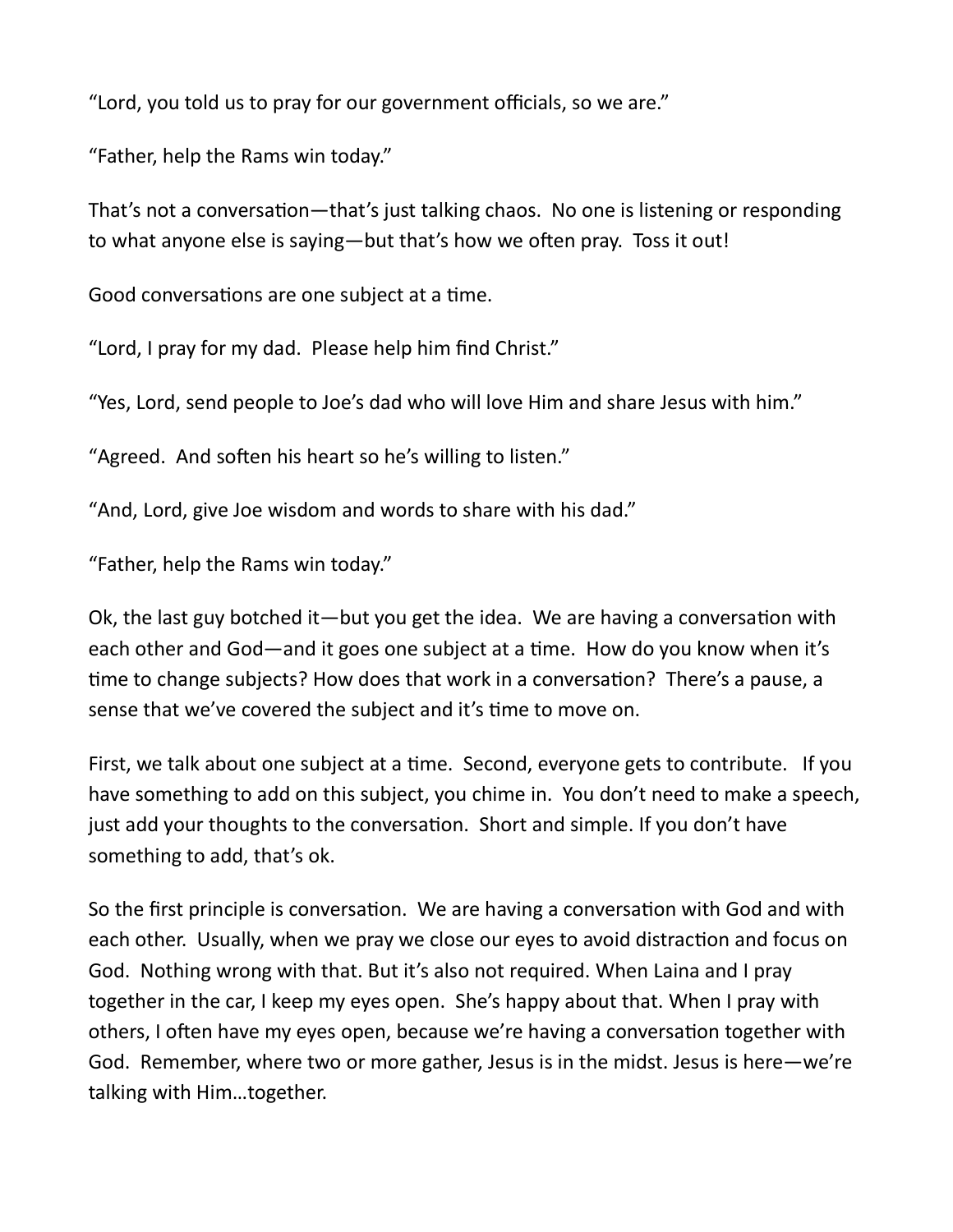"Lord, you told us to pray for our government officials, so we are."

"Father, help the Rams win today."

That's not a conversation—that's just talking chaos. No one is listening or responding to what anyone else is saying—but that's how we often pray. Toss it out!

Good conversations are one subject at a time.

"Lord, I pray for my dad. Please help him find Christ."

"Yes, Lord, send people to Joe's dad who will love Him and share Jesus with him."

"Agreed. And soften his heart so he's willing to listen."

"And, Lord, give Joe wisdom and words to share with his dad."

"Father, help the Rams win today."

Ok, the last guy botched it—but you get the idea. We are having a conversation with each other and God—and it goes one subject at a time. How do you know when it's time to change subjects? How does that work in a conversation? There's a pause, a sense that we've covered the subject and it's time to move on.

First, we talk about one subject at a time. Second, everyone gets to contribute. If you have something to add on this subject, you chime in. You don't need to make a speech, just add your thoughts to the conversation. Short and simple. If you don't have something to add, that's ok.

So the first principle is conversation. We are having a conversation with God and with each other. Usually, when we pray we close our eyes to avoid distraction and focus on God. Nothing wrong with that. But it's also not required. When Laina and I pray together in the car, I keep my eyes open. She's happy about that. When I pray with others, I often have my eyes open, because we're having a conversation together with God. Remember, where two or more gather, Jesus is in the midst. Jesus is here—we're talking with Him…together.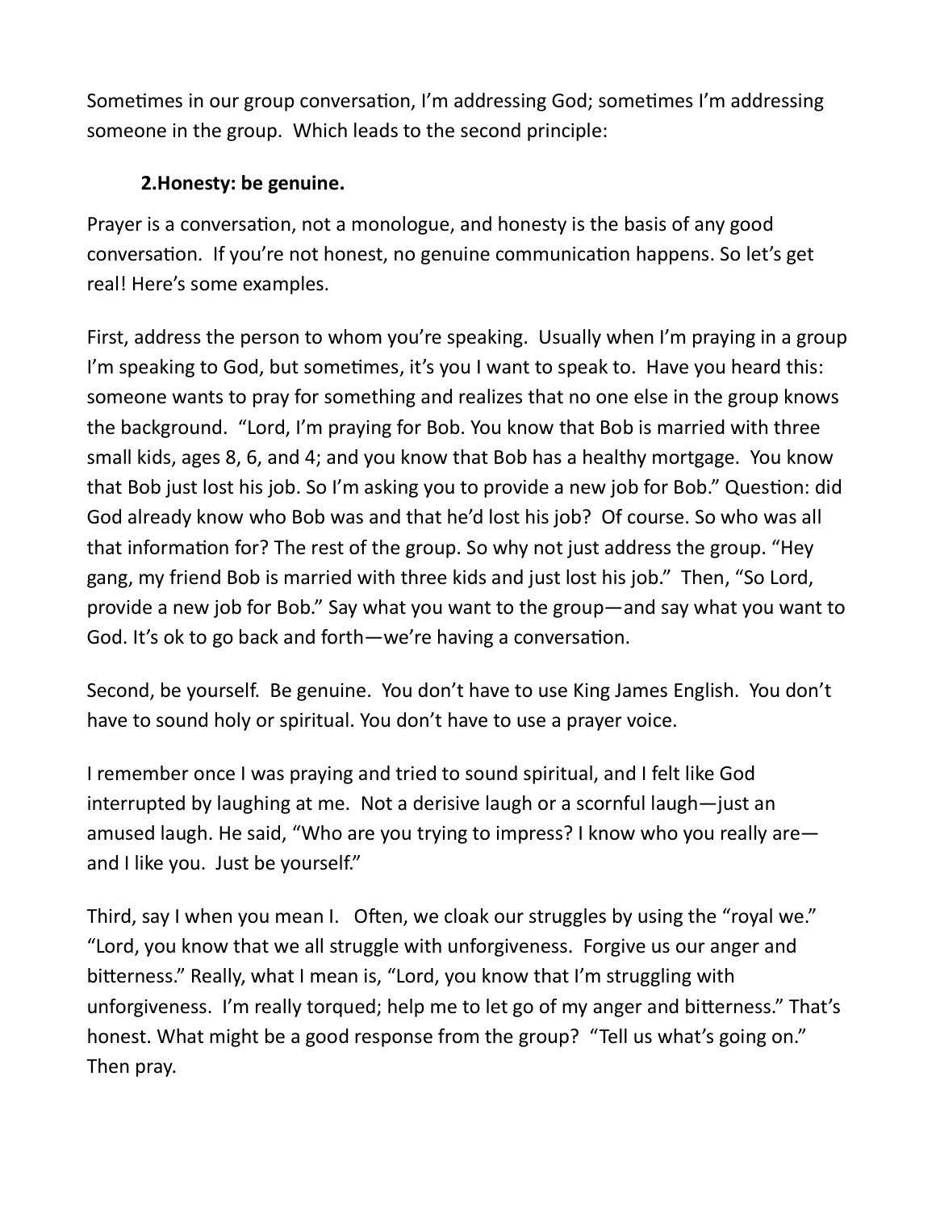Sometimes in our group conversation, I'm addressing God; sometimes I'm addressing someone in the group. Which leads to the second principle:

**2.Honesty: be genuine.**

Prayer is a conversation, not a monologue, and honesty is the basis of any good conversation. If you're not honest, no genuine communication happens. So let's get real! Here's some examples.

First, address the person to whom you're speaking. Usually when I'm praying in a group I'm speaking to God, but sometimes, it's you I want to speak to. Have you heard this: someone wants to pray for something and realizes that no one else in the group knows the background. "Lord, I'm praying for Bob. You know that Bob is married with three small kids, ages 8, 6, and 4; and you know that Bob has a healthy mortgage. You know that Bob just lost his job. So I'm asking you to provide a new job for Bob." Question: did God already know who Bob was and that he'd lost his job? Of course. So who was all that information for? The rest of the group. So why not just address the group. "Hey gang, my friend Bob is married with three kids and just lost his job." Then, "So Lord, provide a new job for Bob." Say what you want to the group—and say what you want to God. It's ok to go back and forth—we're having a conversation.

Second, be yourself. Be genuine. You don't have to use King James English. You don't have to sound holy or spiritual. You don't have to use a prayer voice.

I remember once I was praying and tried to sound spiritual, and I felt like God interrupted by laughing at me. Not a derisive laugh or a scornful laugh—just an amused laugh. He said, "Who are you trying to impress? I know who you really are—and I like you. Just be yourself."

Third, say I when you mean I. Often, we cloak our struggles by using the "royal we." "Lord, you know that we all struggle with unforgiveness. Forgive us our anger and bitterness." Really, what I mean is, "Lord, you know that I'm struggling with unforgiveness. I'm really torqued; help me to let go of my anger and bitterness." That's honest. What might be a good response from the group? "Tell us what's going on." Then pray.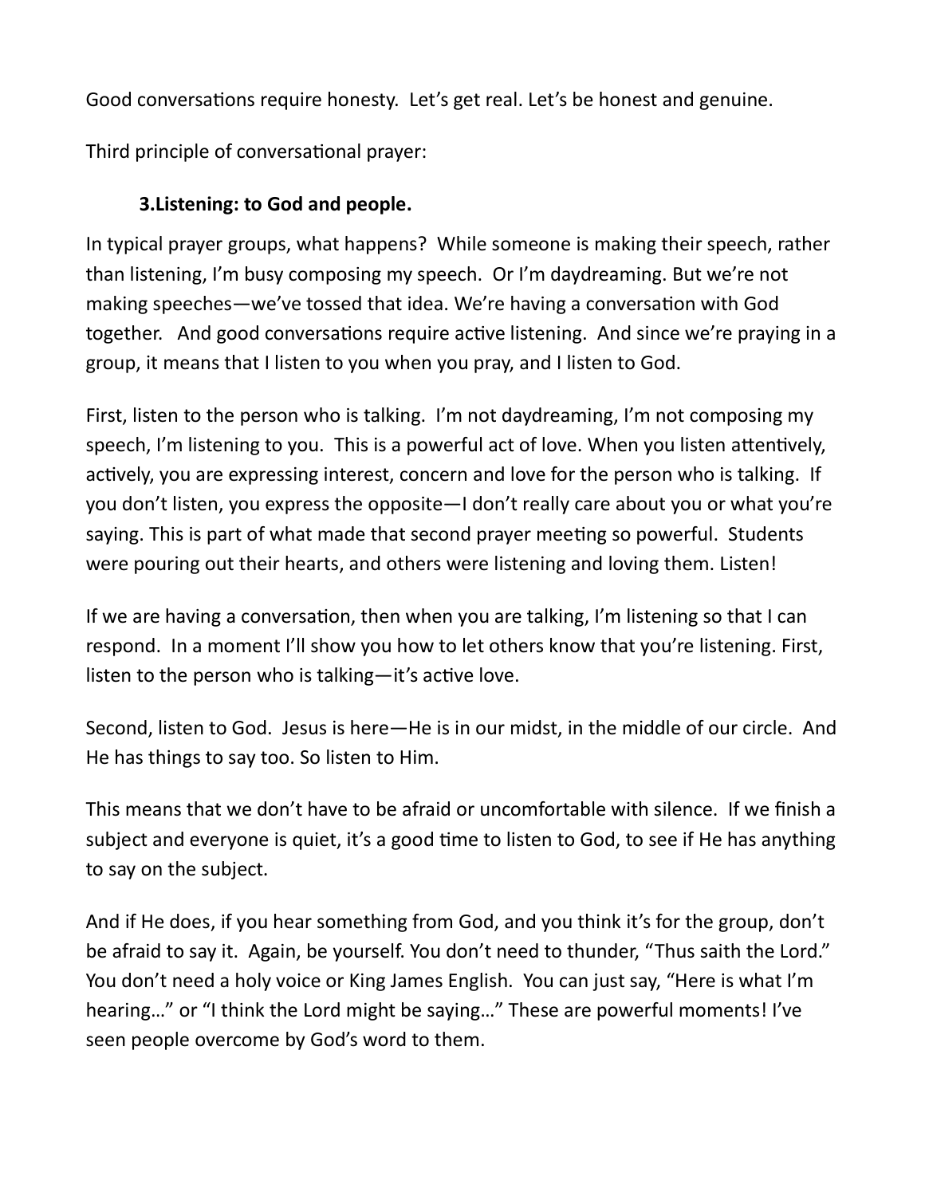Good conversations require honesty. Let's get real. Let's be honest and genuine.

Third principle of conversational prayer:

**3. Listening: to God and people.**

In typical prayer groups, what happens? While someone is making their speech, rather than listening, I'm busy composing my speech. Or I'm daydreaming. But we're not making speeches—we've tossed that idea. We're having a conversation with God together. And good conversations require active listening. And since we're praying in a group, it means that I listen to you when you pray, and I listen to God.

First, listen to the person who is talking. I'm not daydreaming, I'm not composing my speech, I'm listening to you. This is a powerful act of love. When you listen attentively, actively, you are expressing interest, concern and love for the person who is talking. If you don't listen, you express the opposite—I don't really care about you or what you're saying. This is part of what made that second prayer meeting so powerful. Students were pouring out their hearts, and others were listening and loving them. Listen!

If we are having a conversation, then when you are talking, I'm listening so that I can respond. In a moment I'll show you how to let others know that you're listening. First, listen to the person who is talking—it's active love.

Second, listen to God. Jesus is here—He is in our midst, in the middle of our circle. And He has things to say too. So listen to Him.

This means that we don't have to be afraid or uncomfortable with silence. If we finish a subject and everyone is quiet, it's a good time to listen to God, to see if He has anything to say on the subject.

And if He does, if you hear something from God, and you think it's for the group, don't be afraid to say it. Again, be yourself. You don't need to thunder, "Thus saith the Lord." You don't need a holy voice or King James English. You can just say, "Here is what I'm hearing…" or "I think the Lord might be saying…" These are powerful moments! I've seen people overcome by God's word to them.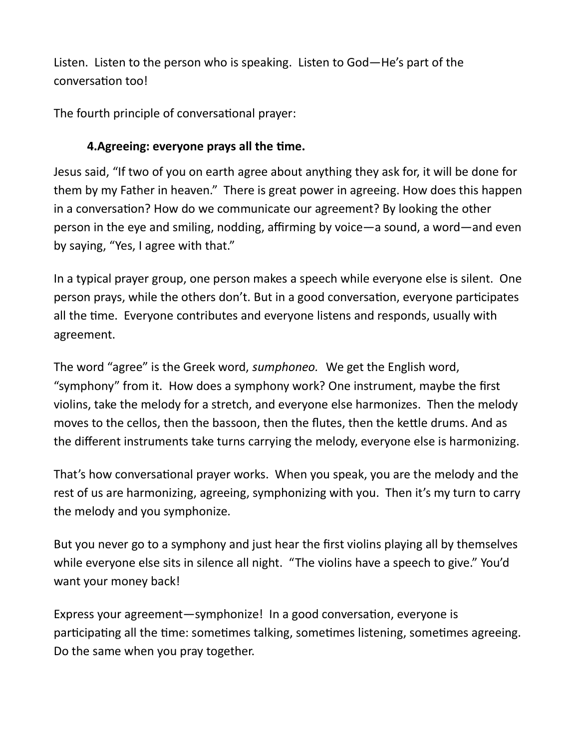Listen. Listen to the person who is speaking. Listen to God—He's part of the conversation too!

The fourth principle of conversational prayer:

**4.Agreeing: everyone prays all the time.**

Jesus said, "If two of you on earth agree about anything they ask for, it will be done for them by my Father in heaven." There is great power in agreeing. How does this happen in a conversation? How do we communicate our agreement? By looking the other person in the eye and smiling, nodding, affirming by voice—a sound, a word—and even by saying, "Yes, I agree with that."

In a typical prayer group, one person makes a speech while everyone else is silent. One person prays, while the others don't. But in a good conversation, everyone participates all the time. Everyone contributes and everyone listens and responds, usually with agreement.

The word "agree" is the Greek word, *sumphoneo.* We get the English word, "symphony" from it. How does a symphony work? One instrument, maybe the first violins, take the melody for a stretch, and everyone else harmonizes. Then the melody moves to the cellos, then the bassoon, then the flutes, then the kettle drums. And as the different instruments take turns carrying the melody, everyone else is harmonizing.

That's how conversational prayer works. When you speak, you are the melody and the rest of us are harmonizing, agreeing, symphonizing with you. Then it's my turn to carry the melody and you symphonize.

But you never go to a symphony and just hear the first violins playing all by themselves while everyone else sits in silence all night. "The violins have a speech to give." You'd want your money back!

Express your agreement—symphonize! In a good conversation, everyone is participating all the time: sometimes talking, sometimes listening, sometimes agreeing. Do the same when you pray together.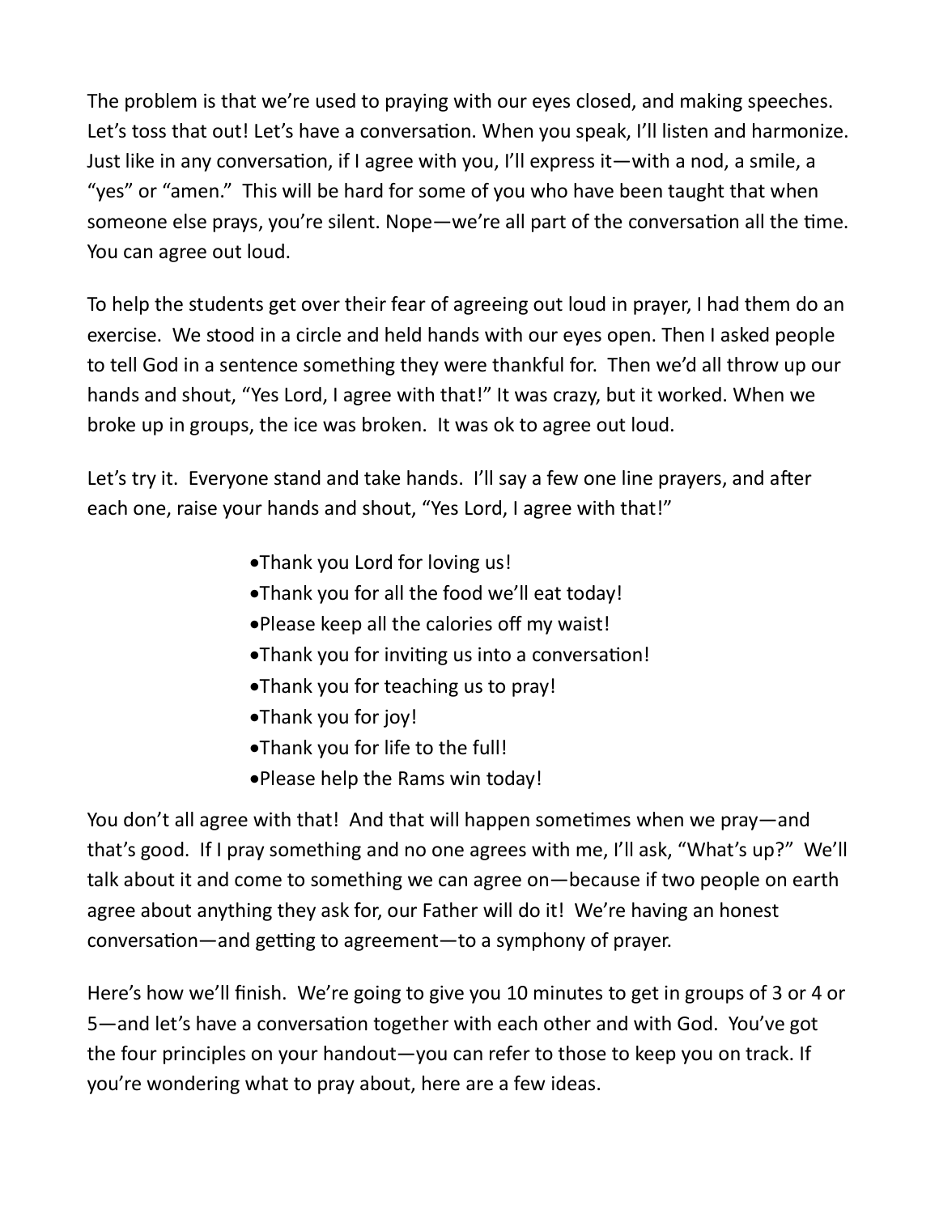The problem is that we're used to praying with our eyes closed, and making speeches. Let's toss that out! Let's have a conversation. When you speak, I'll listen and harmonize. Just like in any conversation, if I agree with you, I'll express it—with a nod, a smile, a "yes" or "amen." This will be hard for some of you who have been taught that when someone else prays, you're silent. Nope—we're all part of the conversation all the time. You can agree out loud.

To help the students get over their fear of agreeing out loud in prayer, I had them do an exercise. We stood in a circle and held hands with our eyes open. Then I asked people to tell God in a sentence something they were thankful for. Then we'd all throw up our hands and shout, "Yes Lord, I agree with that!" It was crazy, but it worked. When we broke up in groups, the ice was broken. It was ok to agree out loud.

Let's try it. Everyone stand and take hands. I'll say a few one line prayers, and after each one, raise your hands and shout, "Yes Lord, I agree with that!"

- Thank you Lord for loving us!
- Thank you for all the food we'll eat today!
- Please keep all the calories off my waist!
- Thank you for inviting us into a conversation!
- Thank you for teaching us to pray!
- Thank you for joy!
- Thank you for life to the full!
- Please help the Rams win today!

You don't all agree with that! And that will happen sometimes when we pray—and that's good. If I pray something and no one agrees with me, I'll ask, "What's up?" We'll talk about it and come to something we can agree on—because if two people on earth agree about anything they ask for, our Father will do it! We're having an honest conversation—and getting to agreement—to a symphony of prayer.

Here's how we'll finish. We're going to give you 10 minutes to get in groups of 3 or 4 or 5—and let's have a conversation together with each other and with God. You've got the four principles on your handout—you can refer to those to keep you on track. If you're wondering what to pray about, here are a few ideas.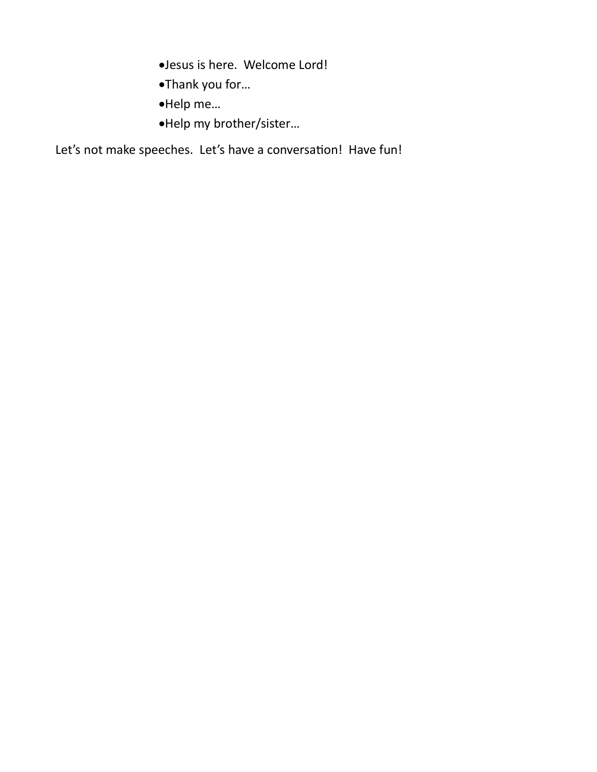- Jesus is here.  Welcome Lord!
- Thank you for…
- Help me…
- Help my brother/sister…

Let's not make speeches.  Let's have a conversation!  Have fun!